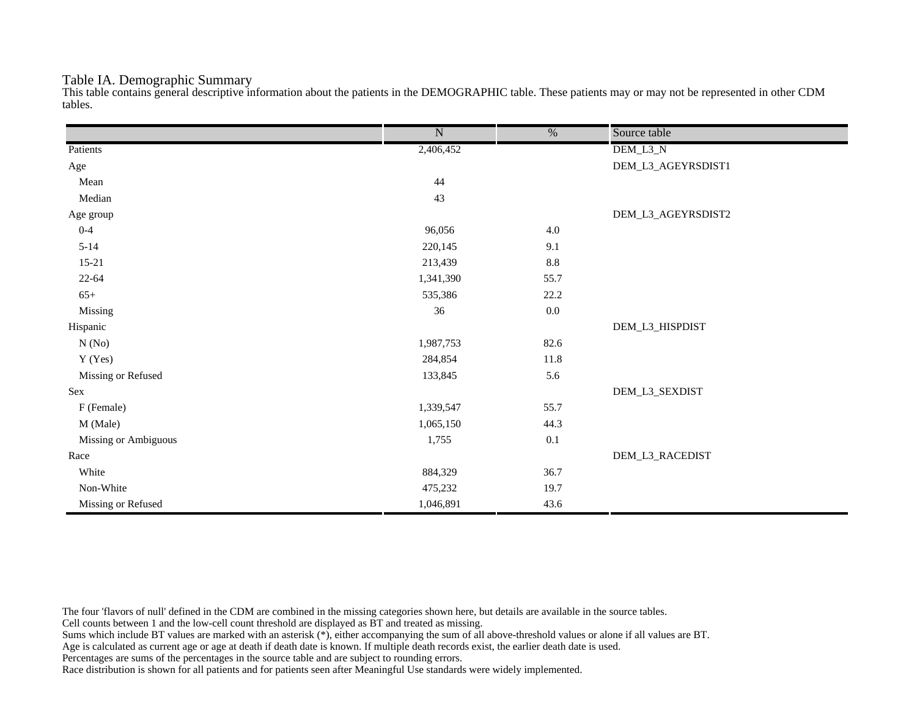## Table IA. Demographic Summary

This table contains general descriptive information about the patients in the DEMOGRAPHIC table. These patients may or may not be represented in other CDM tables.

| | N | % | Source table |
|---|---|---|---|
| Patients | 2,406,452 | | DEM_L3_N |
| Age | | | DEM_L3_AGEYRSDIST1 |
| Mean | 44 | | |
| Median | 43 | | |
| Age group | | | DEM_L3_AGEYRSDIST2 |
| 0-4 | 96,056 | 4.0 | |
| 5-14 | 220,145 | 9.1 | |
| 15-21 | 213,439 | 8.8 | |
| 22-64 | 1,341,390 | 55.7 | |
| 65+ | 535,386 | 22.2 | |
| Missing | 36 | 0.0 | |
| Hispanic | | | DEM_L3_HISPDIST |
| N (No) | 1,987,753 | 82.6 | |
| Y (Yes) | 284,854 | 11.8 | |
| Missing or Refused | 133,845 | 5.6 | |
| Sex | | | DEM_L3_SEXDIST |
| F (Female) | 1,339,547 | 55.7 | |
| M (Male) | 1,065,150 | 44.3 | |
| Missing or Ambiguous | 1,755 | 0.1 | |
| Race | | | DEM_L3_RACEDIST |
| White | 884,329 | 36.7 | |
| Non-White | 475,232 | 19.7 | |
| Missing or Refused | 1,046,891 | 43.6 | |

The four 'flavors of null' defined in the CDM are combined in the missing categories shown here, but details are available in the source tables.
Cell counts between 1 and the low-cell count threshold are displayed as BT and treated as missing.
Sums which include BT values are marked with an asterisk (*), either accompanying the sum of all above-threshold values or alone if all values are BT.
Age is calculated as current age or age at death if death date is known. If multiple death records exist, the earlier death date is used.
Percentages are sums of the percentages in the source table and are subject to rounding errors.
Race distribution is shown for all patients and for patients seen after Meaningful Use standards were widely implemented.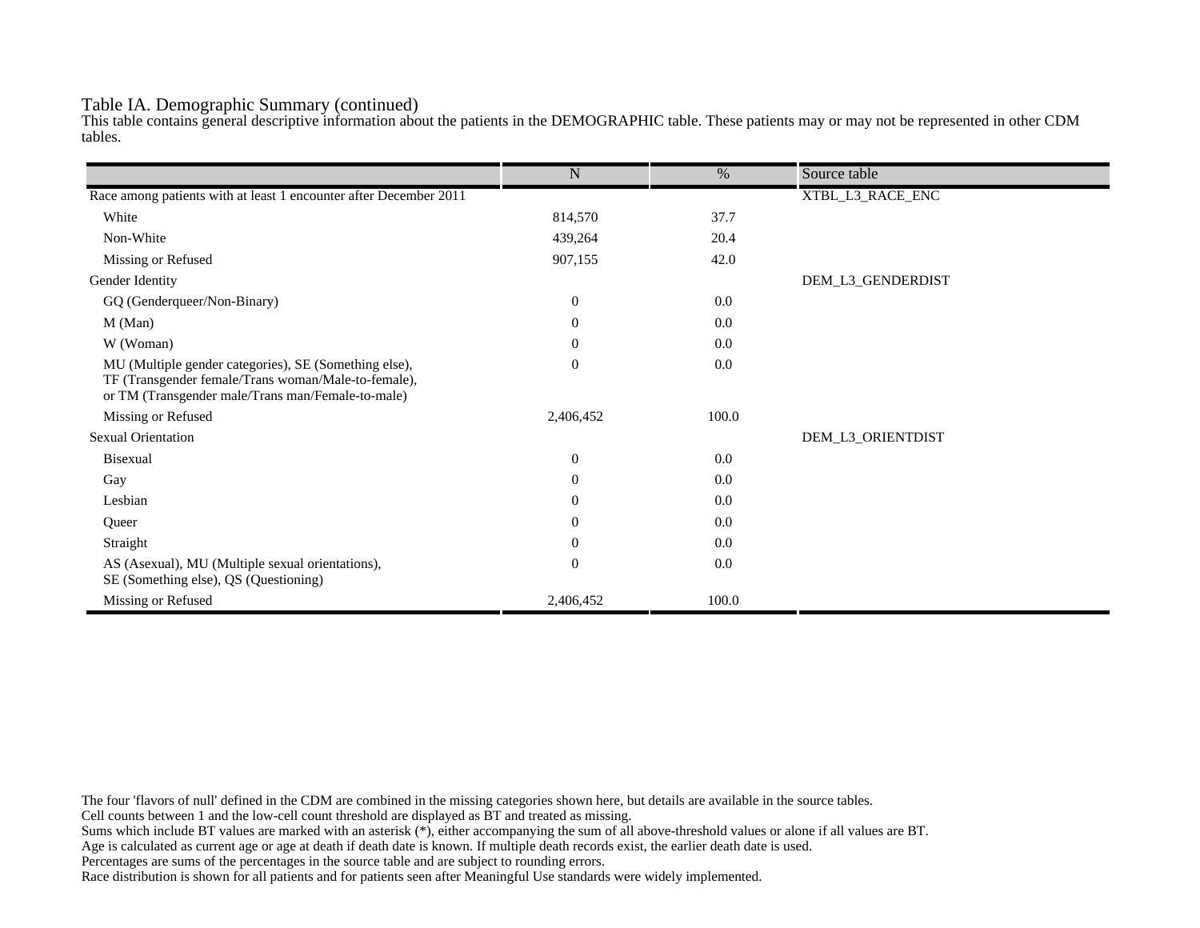Table IA. Demographic Summary (continued)

This table contains general descriptive information about the patients in the DEMOGRAPHIC table. These patients may or may not be represented in other CDM tables.

| | N | % | Source table |
|---|---|---|---|
| Race among patients with at least 1 encounter after December 2011 | | | XTBL_L3_RACE_ENC |
| White | 814,570 | 37.7 | |
| Non-White | 439,264 | 20.4 | |
| Missing or Refused | 907,155 | 42.0 | |
| Gender Identity | | | DEM_L3_GENDERDIST |
| GQ (Genderqueer/Non-Binary) | 0 | 0.0 | |
| M (Man) | 0 | 0.0 | |
| W (Woman) | 0 | 0.0 | |
| MU (Multiple gender categories), SE (Something else), TF (Transgender female/Trans woman/Male-to-female), or TM (Transgender male/Trans man/Female-to-male) | 0 | 0.0 | |
| Missing or Refused | 2,406,452 | 100.0 | |
| Sexual Orientation | | | DEM_L3_ORIENTDIST |
| Bisexual | 0 | 0.0 | |
| Gay | 0 | 0.0 | |
| Lesbian | 0 | 0.0 | |
| Queer | 0 | 0.0 | |
| Straight | 0 | 0.0 | |
| AS (Asexual), MU (Multiple sexual orientations), SE (Something else), QS (Questioning) | 0 | 0.0 | |
| Missing or Refused | 2,406,452 | 100.0 | |

The four 'flavors of null' defined in the CDM are combined in the missing categories shown here, but details are available in the source tables.
Cell counts between 1 and the low-cell count threshold are displayed as BT and treated as missing.
Sums which include BT values are marked with an asterisk (*), either accompanying the sum of all above-threshold values or alone if all values are BT.
Age is calculated as current age or age at death if death date is known. If multiple death records exist, the earlier death date is used.
Percentages are sums of the percentages in the source table and are subject to rounding errors.
Race distribution is shown for all patients and for patients seen after Meaningful Use standards were widely implemented.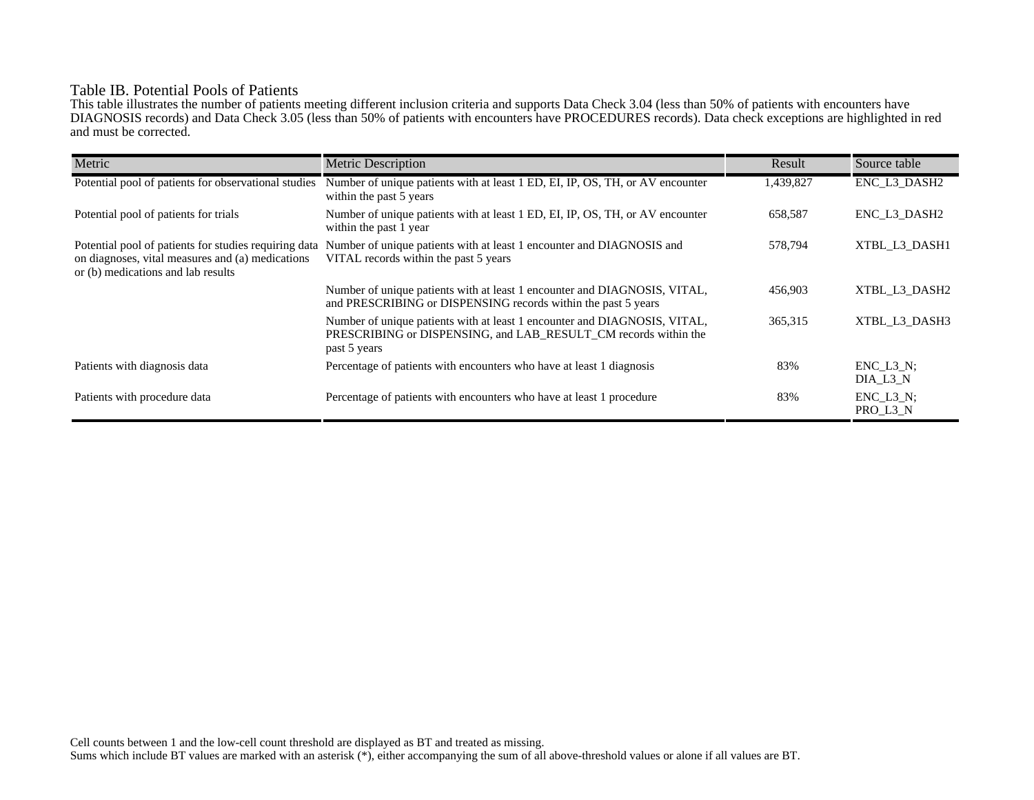# Table IB. Potential Pools of Patients

This table illustrates the number of patients meeting different inclusion criteria and supports Data Check 3.04 (less than 50% of patients with encounters have DIAGNOSIS records) and Data Check 3.05 (less than 50% of patients with encounters have PROCEDURES records). Data check exceptions are highlighted in red and must be corrected.

| Metric | Metric Description | Result | Source table |
|---|---|---|---|
| Potential pool of patients for observational studies | Number of unique patients with at least 1 ED, EI, IP, OS, TH, or AV encounter within the past 5 years | 1,439,827 | ENC_L3_DASH2 |
| Potential pool of patients for trials | Number of unique patients with at least 1 ED, EI, IP, OS, TH, or AV encounter within the past 1 year | 658,587 | ENC_L3_DASH2 |
| Potential pool of patients for studies requiring data on diagnoses, vital measures and (a) medications or (b) medications and lab results | Number of unique patients with at least 1 encounter and DIAGNOSIS and VITAL records within the past 5 years | 578,794 | XTBL_L3_DASH1 |
| | Number of unique patients with at least 1 encounter and DIAGNOSIS, VITAL, and PRESCRIBING or DISPENSING records within the past 5 years | 456,903 | XTBL_L3_DASH2 |
| | Number of unique patients with at least 1 encounter and DIAGNOSIS, VITAL, PRESCRIBING or DISPENSING, and LAB_RESULT_CM records within the past 5 years | 365,315 | XTBL_L3_DASH3 |
| Patients with diagnosis data | Percentage of patients with encounters who have at least 1 diagnosis | 83% | ENC_L3_N; DIA_L3_N |
| Patients with procedure data | Percentage of patients with encounters who have at least 1 procedure | 83% | ENC_L3_N; PRO_L3_N |

Cell counts between 1 and the low-cell count threshold are displayed as BT and treated as missing.
Sums which include BT values are marked with an asterisk (*), either accompanying the sum of all above-threshold values or alone if all values are BT.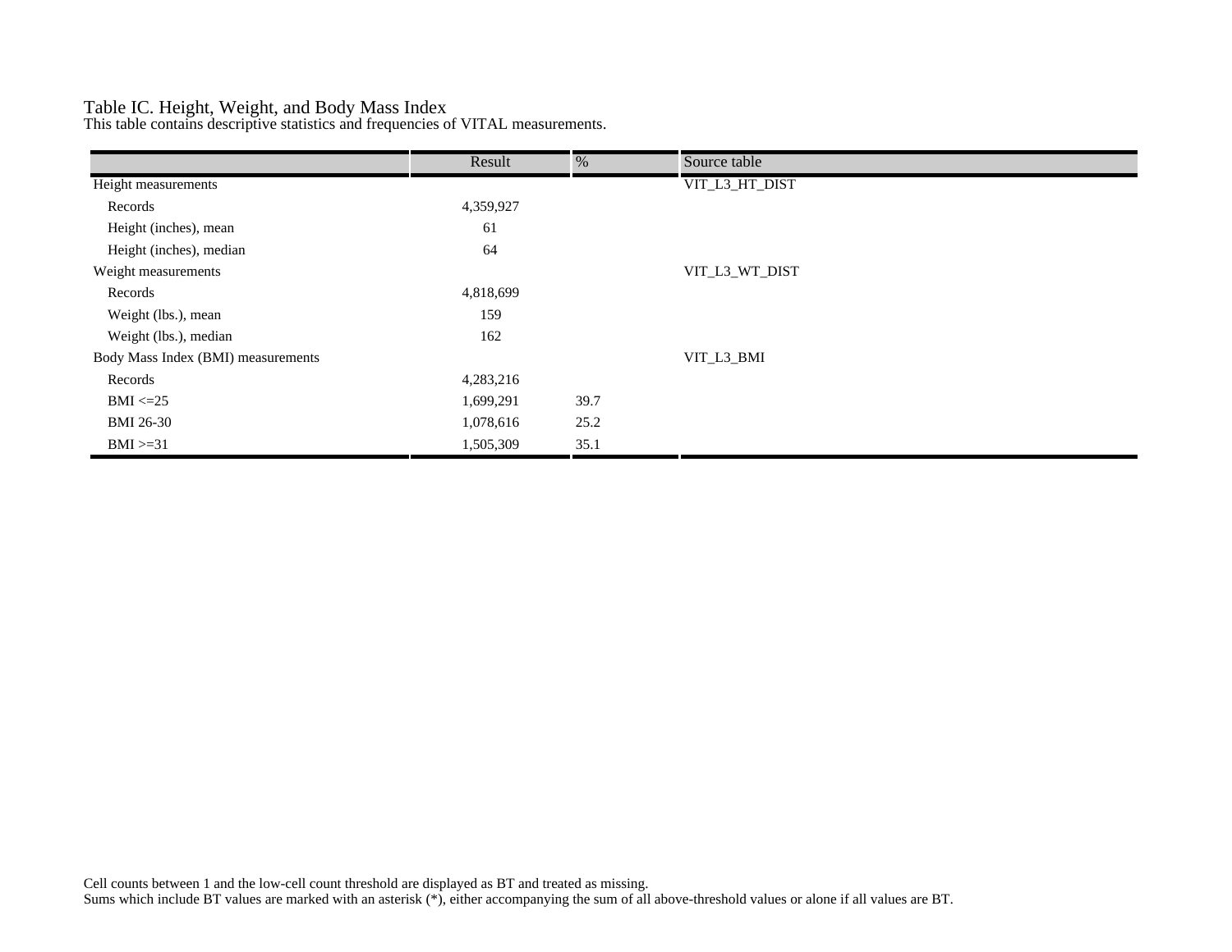Table IC. Height, Weight, and Body Mass Index

This table contains descriptive statistics and frequencies of VITAL measurements.

| | Result | % | Source table |
|---|---|---|---|
| Height measurements | | | VIT_L3_HT_DIST |
| Records | 4,359,927 | | |
| Height (inches), mean | 61 | | |
| Height (inches), median | 64 | | |
| Weight measurements | | | VIT_L3_WT_DIST |
| Records | 4,818,699 | | |
| Weight (lbs.), mean | 159 | | |
| Weight (lbs.), median | 162 | | |
| Body Mass Index (BMI) measurements | | | VIT_L3_BMI |
| Records | 4,283,216 | | |
| BMI <=25 | 1,699,291 | 39.7 | |
| BMI 26-30 | 1,078,616 | 25.2 | |
| BMI >=31 | 1,505,309 | 35.1 | |

Cell counts between 1 and the low-cell count threshold are displayed as BT and treated as missing.
Sums which include BT values are marked with an asterisk (*), either accompanying the sum of all above-threshold values or alone if all values are BT.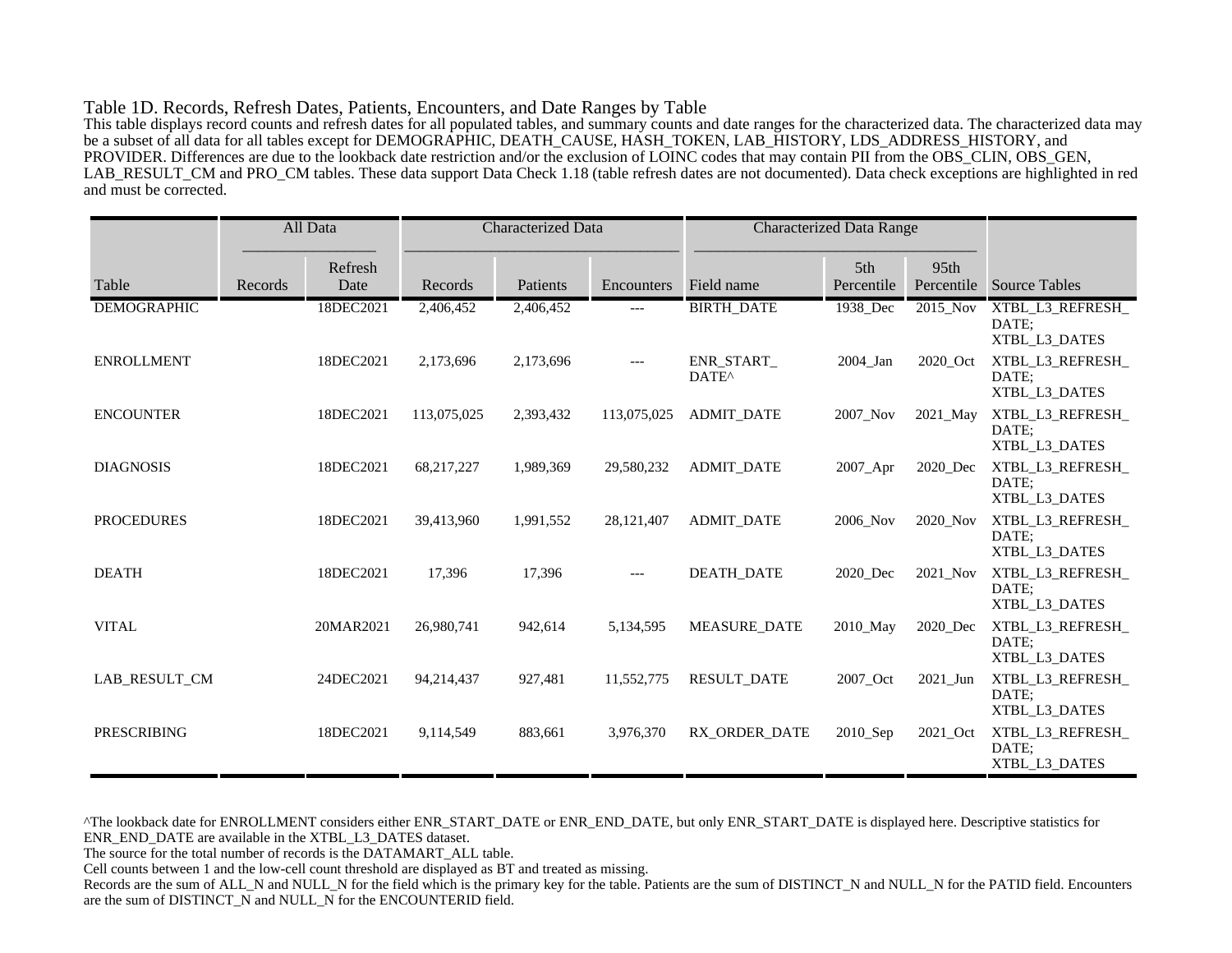## Table 1D. Records, Refresh Dates, Patients, Encounters, and Date Ranges by Table

This table displays record counts and refresh dates for all populated tables, and summary counts and date ranges for the characterized data. The characterized data may be a subset of all data for all tables except for DEMOGRAPHIC, DEATH_CAUSE, HASH_TOKEN, LAB_HISTORY, LDS_ADDRESS_HISTORY, and PROVIDER. Differences are due to the lookback date restriction and/or the exclusion of LOINC codes that may contain PII from the OBS_CLIN, OBS_GEN, LAB_RESULT_CM and PRO_CM tables. These data support Data Check 1.18 (table refresh dates are not documented). Data check exceptions are highlighted in red and must be corrected.

| | All Data | | Characterized Data | | | Characterized Data Range | | | |
|---|---|---|---|---|---|---|---|---|---|
| Table | Records | Refresh Date | Records | Patients | Encounters | Field name | 5th Percentile | 95th Percentile | Source Tables |
| DEMOGRAPHIC | | 18DEC2021 | 2,406,452 | 2,406,452 | --- | BIRTH_DATE | 1938_Dec | 2015_Nov | XTBL_L3_REFRESH_DATE; XTBL_L3_DATES |
| ENROLLMENT | | 18DEC2021 | 2,173,696 | 2,173,696 | --- | ENR_START_DATE^ | 2004_Jan | 2020_Oct | XTBL_L3_REFRESH_DATE; XTBL_L3_DATES |
| ENCOUNTER | | 18DEC2021 | 113,075,025 | 2,393,432 | 113,075,025 | ADMIT_DATE | 2007_Nov | 2021_May | XTBL_L3_REFRESH_DATE; XTBL_L3_DATES |
| DIAGNOSIS | | 18DEC2021 | 68,217,227 | 1,989,369 | 29,580,232 | ADMIT_DATE | 2007_Apr | 2020_Dec | XTBL_L3_REFRESH_DATE; XTBL_L3_DATES |
| PROCEDURES | | 18DEC2021 | 39,413,960 | 1,991,552 | 28,121,407 | ADMIT_DATE | 2006_Nov | 2020_Nov | XTBL_L3_REFRESH_DATE; XTBL_L3_DATES |
| DEATH | | 18DEC2021 | 17,396 | 17,396 | --- | DEATH_DATE | 2020_Dec | 2021_Nov | XTBL_L3_REFRESH_DATE; XTBL_L3_DATES |
| VITAL | | 20MAR2021 | 26,980,741 | 942,614 | 5,134,595 | MEASURE_DATE | 2010_May | 2020_Dec | XTBL_L3_REFRESH_DATE; XTBL_L3_DATES |
| LAB_RESULT_CM | | 24DEC2021 | 94,214,437 | 927,481 | 11,552,775 | RESULT_DATE | 2007_Oct | 2021_Jun | XTBL_L3_REFRESH_DATE; XTBL_L3_DATES |
| PRESCRIBING | | 18DEC2021 | 9,114,549 | 883,661 | 3,976,370 | RX_ORDER_DATE | 2010_Sep | 2021_Oct | XTBL_L3_REFRESH_DATE; XTBL_L3_DATES |

^The lookback date for ENROLLMENT considers either ENR_START_DATE or ENR_END_DATE, but only ENR_START_DATE is displayed here. Descriptive statistics for ENR_END_DATE are available in the XTBL_L3_DATES dataset.

The source for the total number of records is the DATAMART_ALL table.

Cell counts between 1 and the low-cell count threshold are displayed as BT and treated as missing.

Records are the sum of ALL_N and NULL_N for the field which is the primary key for the table. Patients are the sum of DISTINCT_N and NULL_N for the PATID field. Encounters are the sum of DISTINCT_N and NULL_N for the ENCOUNTERID field.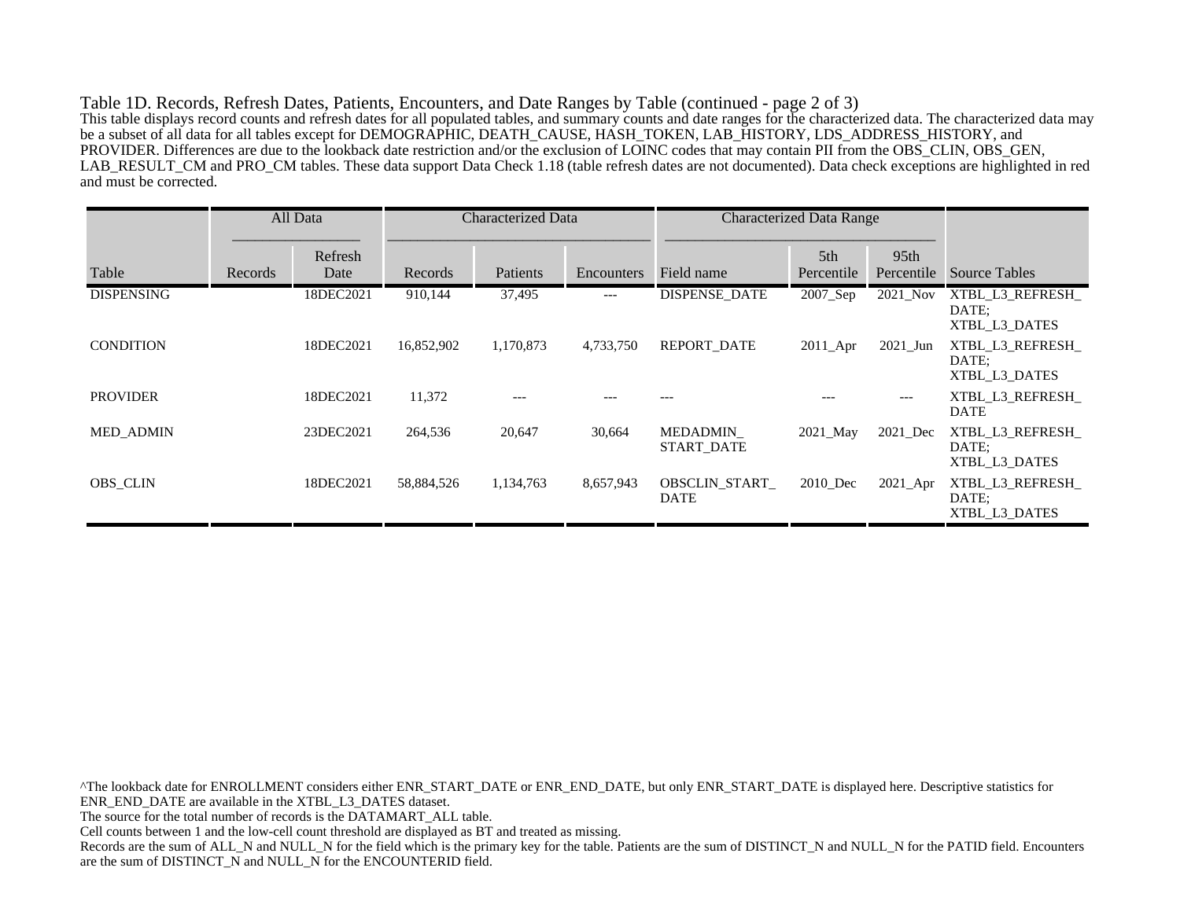Table 1D. Records, Refresh Dates, Patients, Encounters, and Date Ranges by Table (continued - page 2 of 3)

This table displays record counts and refresh dates for all populated tables, and summary counts and date ranges for the characterized data. The characterized data may be a subset of all data for all tables except for DEMOGRAPHIC, DEATH_CAUSE, HASH_TOKEN, LAB_HISTORY, LDS_ADDRESS_HISTORY, and PROVIDER. Differences are due to the lookback date restriction and/or the exclusion of LOINC codes that may contain PII from the OBS_CLIN, OBS_GEN, LAB_RESULT_CM and PRO_CM tables. These data support Data Check 1.18 (table refresh dates are not documented). Data check exceptions are highlighted in red and must be corrected.

| | All Data | | Characterized Data | | | Characterized Data Range | | | |
|---|---|---|---|---|---|---|---|---|---|
| Table | Records | Refresh Date | Records | Patients | Encounters | Field name | 5th Percentile | 95th Percentile | Source Tables |
| DISPENSING | | 18DEC2021 | 910,144 | 37,495 | --- | DISPENSE_DATE | 2007_Sep | 2021_Nov | XTBL_L3_REFRESH_DATE; XTBL_L3_DATES |
| CONDITION | | 18DEC2021 | 16,852,902 | 1,170,873 | 4,733,750 | REPORT_DATE | 2011_Apr | 2021_Jun | XTBL_L3_REFRESH_DATE; XTBL_L3_DATES |
| PROVIDER | | 18DEC2021 | 11,372 | --- | --- | --- | --- | --- | XTBL_L3_REFRESH_DATE |
| MED_ADMIN | | 23DEC2021 | 264,536 | 20,647 | 30,664 | MEDADMIN_START_DATE | 2021_May | 2021_Dec | XTBL_L3_REFRESH_DATE; XTBL_L3_DATES |
| OBS_CLIN | | 18DEC2021 | 58,884,526 | 1,134,763 | 8,657,943 | OBSCLIN_START_DATE | 2010_Dec | 2021_Apr | XTBL_L3_REFRESH_DATE; XTBL_L3_DATES |

^The lookback date for ENROLLMENT considers either ENR_START_DATE or ENR_END_DATE, but only ENR_START_DATE is displayed here. Descriptive statistics for ENR_END_DATE are available in the XTBL_L3_DATES dataset.

The source for the total number of records is the DATAMART_ALL table.

Cell counts between 1 and the low-cell count threshold are displayed as BT and treated as missing.

Records are the sum of ALL_N and NULL_N for the field which is the primary key for the table. Patients are the sum of DISTINCT_N and NULL_N for the PATID field. Encounters are the sum of DISTINCT_N and NULL_N for the ENCOUNTERID field.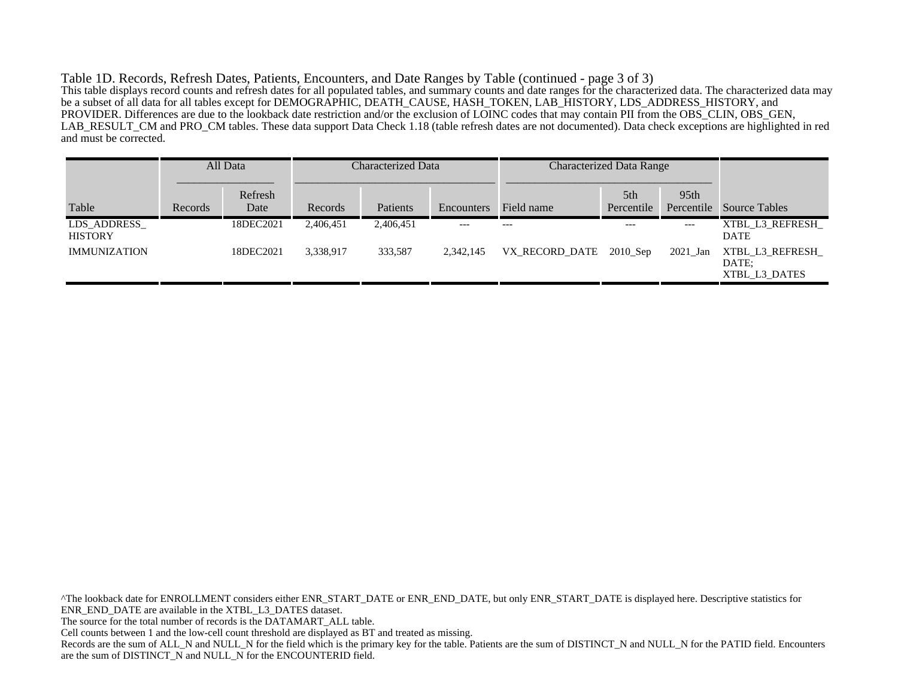Table 1D. Records, Refresh Dates, Patients, Encounters, and Date Ranges by Table (continued - page 3 of 3)

This table displays record counts and refresh dates for all populated tables, and summary counts and date ranges for the characterized data. The characterized data may be a subset of all data for all tables except for DEMOGRAPHIC, DEATH_CAUSE, HASH_TOKEN, LAB_HISTORY, LDS_ADDRESS_HISTORY, and PROVIDER. Differences are due to the lookback date restriction and/or the exclusion of LOINC codes that may contain PII from the OBS_CLIN, OBS_GEN, LAB_RESULT_CM and PRO_CM tables. These data support Data Check 1.18 (table refresh dates are not documented). Data check exceptions are highlighted in red and must be corrected.

| | All Data | | Characterized Data | | | Characterized Data Range | | | |
|---|---|---|---|---|---|---|---|---|---|
| Table | Records | Refresh Date | Records | Patients | Encounters | Field name | 5th Percentile | 95th Percentile | Source Tables |
| LDS_ADDRESS_HISTORY | | 18DEC2021 | 2,406,451 | 2,406,451 | --- | --- | --- | --- | XTBL_L3_REFRESH_DATE |
| IMMUNIZATION | | 18DEC2021 | 3,338,917 | 333,587 | 2,342,145 | VX_RECORD_DATE | 2010_Sep | 2021_Jan | XTBL_L3_REFRESH_DATE; XTBL_L3_DATES |

^The lookback date for ENROLLMENT considers either ENR_START_DATE or ENR_END_DATE, but only ENR_START_DATE is displayed here. Descriptive statistics for ENR_END_DATE are available in the XTBL_L3_DATES dataset.

The source for the total number of records is the DATAMART_ALL table.

Cell counts between 1 and the low-cell count threshold are displayed as BT and treated as missing.

Records are the sum of ALL_N and NULL_N for the field which is the primary key for the table. Patients are the sum of DISTINCT_N and NULL_N for the PATID field. Encounters are the sum of DISTINCT_N and NULL_N for the ENCOUNTERID field.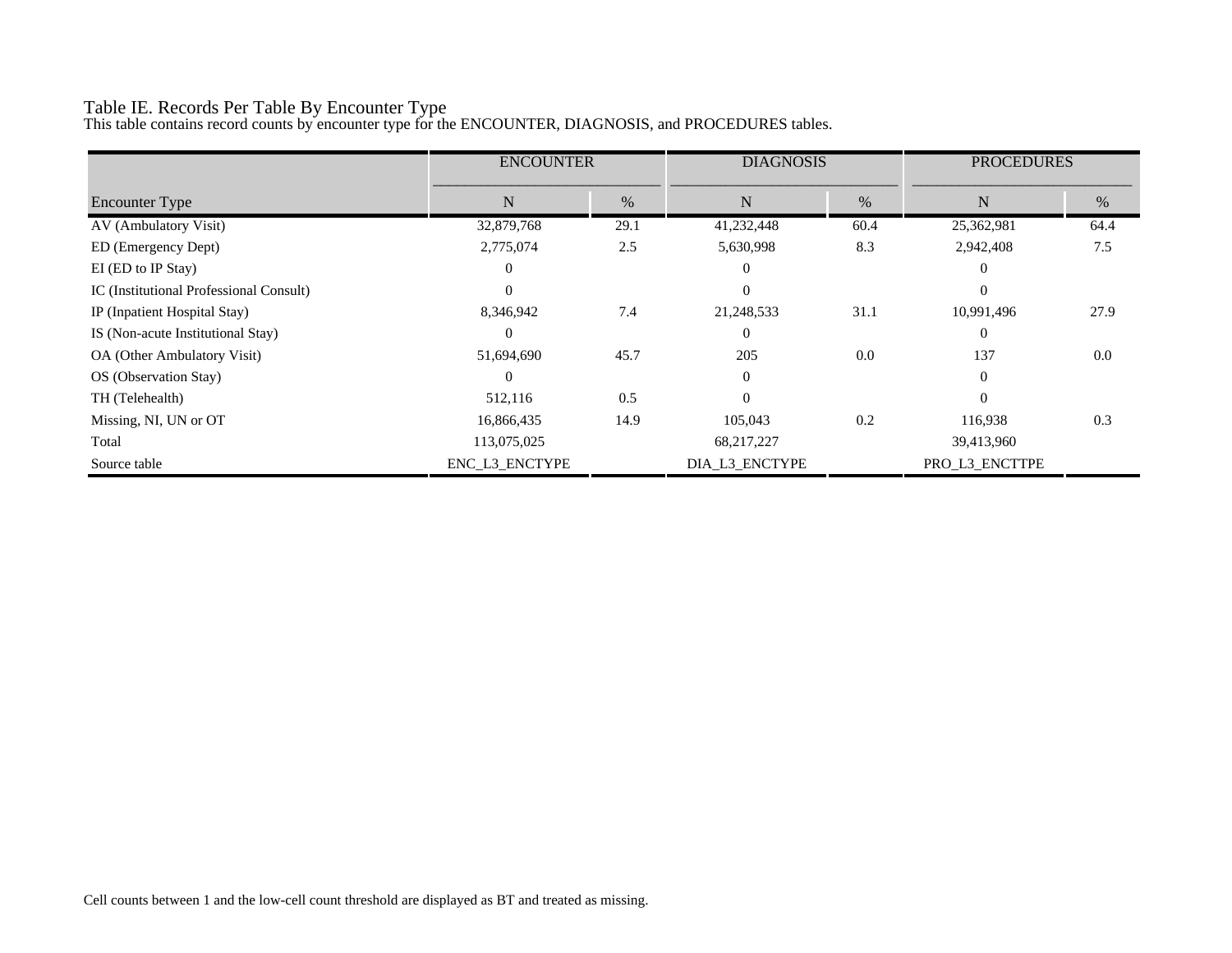Table IE. Records Per Table By Encounter Type

This table contains record counts by encounter type for the ENCOUNTER, DIAGNOSIS, and PROCEDURES tables.

| | ENCOUNTER | | DIAGNOSIS | | PROCEDURES | |
|---|---|---|---|---|---|---|
| Encounter Type | N | % | N | % | N | % |
| AV (Ambulatory Visit) | 32,879,768 | 29.1 | 41,232,448 | 60.4 | 25,362,981 | 64.4 |
| ED (Emergency Dept) | 2,775,074 | 2.5 | 5,630,998 | 8.3 | 2,942,408 | 7.5 |
| EI (ED to IP Stay) | 0 | | 0 | | 0 | |
| IC (Institutional Professional Consult) | 0 | | 0 | | 0 | |
| IP (Inpatient Hospital Stay) | 8,346,942 | 7.4 | 21,248,533 | 31.1 | 10,991,496 | 27.9 |
| IS (Non-acute Institutional Stay) | 0 | | 0 | | 0 | |
| OA (Other Ambulatory Visit) | 51,694,690 | 45.7 | 205 | 0.0 | 137 | 0.0 |
| OS (Observation Stay) | 0 | | 0 | | 0 | |
| TH (Telehealth) | 512,116 | 0.5 | 0 | | 0 | |
| Missing, NI, UN or OT | 16,866,435 | 14.9 | 105,043 | 0.2 | 116,938 | 0.3 |
| Total | 113,075,025 | | 68,217,227 | | 39,413,960 | |
| Source table | ENC_L3_ENCTYPE | | DIA_L3_ENCTYPE | | PRO_L3_ENCTTPE | |

Cell counts between 1 and the low-cell count threshold are displayed as BT and treated as missing.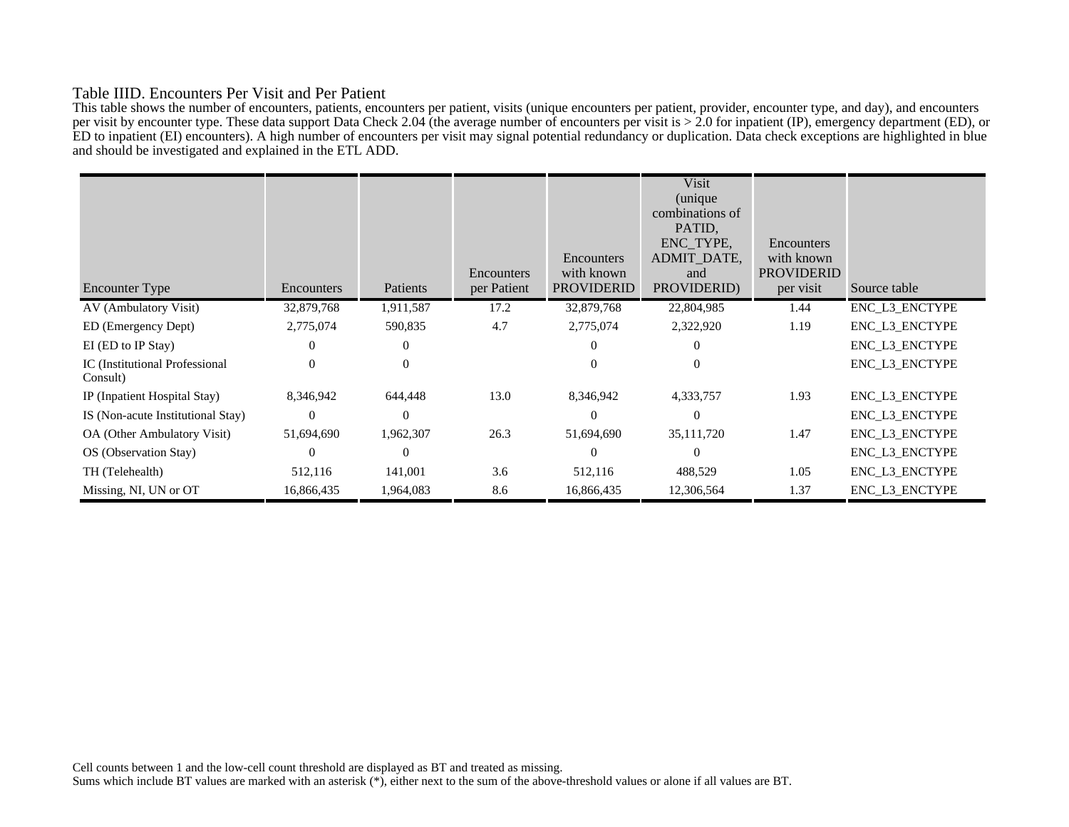Table IIID. Encounters Per Visit and Per Patient

This table shows the number of encounters, patients, encounters per patient, visits (unique encounters per patient, provider, encounter type, and day), and encounters per visit by encounter type. These data support Data Check 2.04 (the average number of encounters per visit is > 2.0 for inpatient (IP), emergency department (ED), or ED to inpatient (EI) encounters). A high number of encounters per visit may signal potential redundancy or duplication. Data check exceptions are highlighted in blue and should be investigated and explained in the ETL ADD.

| Encounter Type | Encounters | Patients | Encounters per Patient | Encounters with known PROVIDERID | Visit (unique combinations of PATID, ENC_TYPE, ADMIT_DATE, and PROVIDERID) | Encounters with known PROVIDERID per visit | Source table |
|---|---|---|---|---|---|---|---|
| AV (Ambulatory Visit) | 32,879,768 | 1,911,587 | 17.2 | 32,879,768 | 22,804,985 | 1.44 | ENC_L3_ENCTYPE |
| ED (Emergency Dept) | 2,775,074 | 590,835 | 4.7 | 2,775,074 | 2,322,920 | 1.19 | ENC_L3_ENCTYPE |
| EI (ED to IP Stay) | 0 | 0 | | 0 | 0 | | ENC_L3_ENCTYPE |
| IC (Institutional Professional Consult) | 0 | 0 | | 0 | 0 | | ENC_L3_ENCTYPE |
| IP (Inpatient Hospital Stay) | 8,346,942 | 644,448 | 13.0 | 8,346,942 | 4,333,757 | 1.93 | ENC_L3_ENCTYPE |
| IS (Non-acute Institutional Stay) | 0 | 0 | | 0 | 0 | | ENC_L3_ENCTYPE |
| OA (Other Ambulatory Visit) | 51,694,690 | 1,962,307 | 26.3 | 51,694,690 | 35,111,720 | 1.47 | ENC_L3_ENCTYPE |
| OS (Observation Stay) | 0 | 0 | | 0 | 0 | | ENC_L3_ENCTYPE |
| TH (Telehealth) | 512,116 | 141,001 | 3.6 | 512,116 | 488,529 | 1.05 | ENC_L3_ENCTYPE |
| Missing, NI, UN or OT | 16,866,435 | 1,964,083 | 8.6 | 16,866,435 | 12,306,564 | 1.37 | ENC_L3_ENCTYPE |

Cell counts between 1 and the low-cell count threshold are displayed as BT and treated as missing.
Sums which include BT values are marked with an asterisk (*), either next to the sum of the above-threshold values or alone if all values are BT.